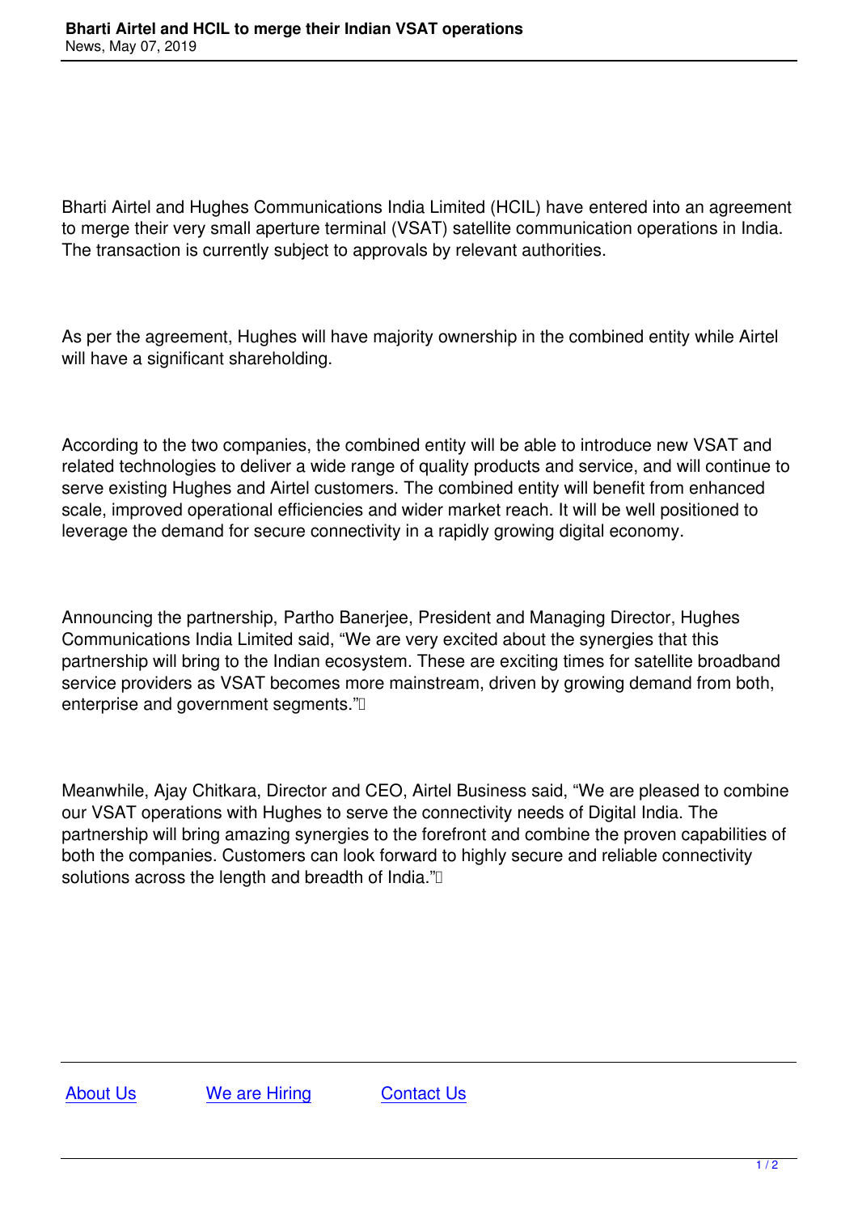# Bharti Airtel and HCIL to merge their Indian VSAT operations

News, May 07, 2019

Bharti Airtel and Hughes Communications India Limited (HCIL) have entered into an agreement to merge their very small aperture terminal (VSAT) satellite communication operations in India. The transaction is currently subject to approvals by relevant authorities.

As per the agreement, Hughes will have majority ownership in the combined entity while Airtel will have a significant shareholding.

According to the two companies, the combined entity will be able to introduce new VSAT and related technologies to deliver a wide range of quality products and service, and will continue to serve existing Hughes and Airtel customers. The combined entity will benefit from enhanced scale, improved operational efficiencies and wider market reach. It will be well positioned to leverage the demand for secure connectivity in a rapidly growing digital economy.

Announcing the partnership, Partho Banerjee, President and Managing Director, Hughes Communications India Limited said, "We are very excited about the synergies that this partnership will bring to the Indian ecosystem. These are exciting times for satellite broadband service providers as VSAT becomes more mainstream, driven by growing demand from both, enterprise and government segments."

Meanwhile, Ajay Chitkara, Director and CEO, Airtel Business said, "We are pleased to combine our VSAT operations with Hughes to serve the connectivity needs of Digital India. The partnership will bring amazing synergies to the forefront and combine the proven capabilities of both the companies. Customers can look forward to highly secure and reliable connectivity solutions across the length and breadth of India."

About Us    We are Hiring    Contact Us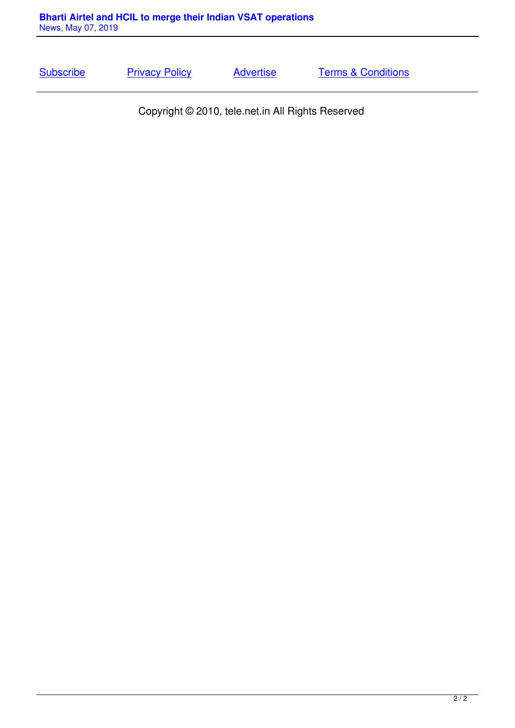[Subscribe](#) [Privacy Policy](#) [Advertise](#) [Terms & Conditions](#)

Copyright © 2010, tele.net.in All Rights Reserved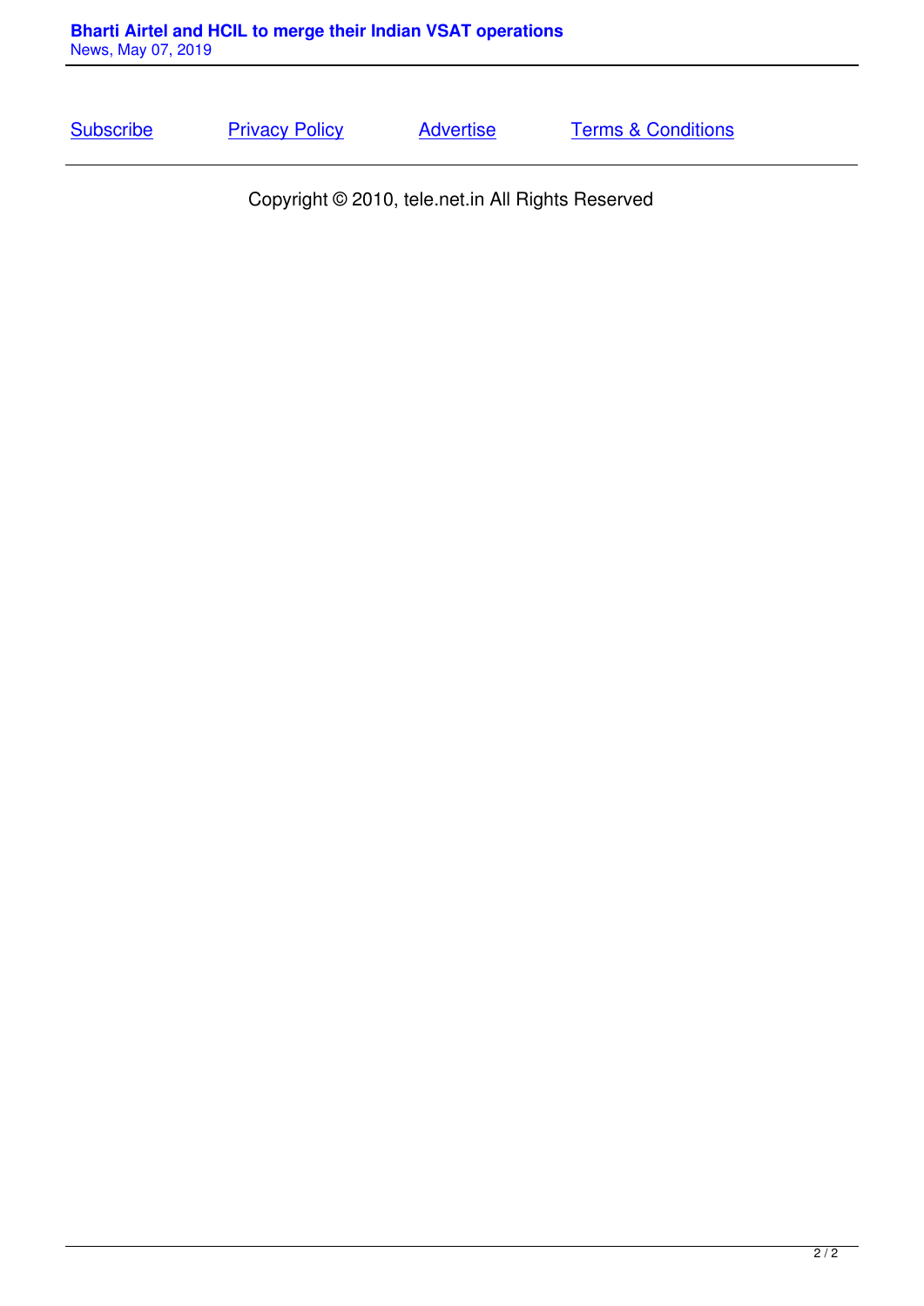[Subscribe] [Privacy Policy] [Advertise] [Terms & Conditions]

Copyright © 2010, tele.net.in All Rights Reserved